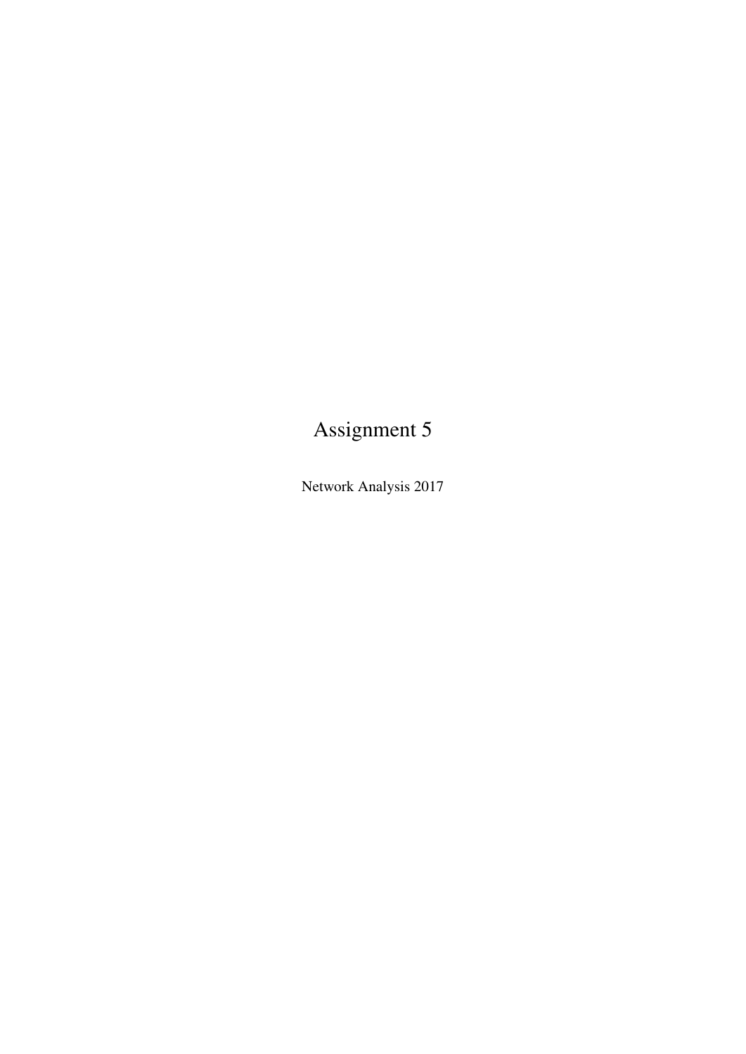# Assignment 5

Network Analysis 2017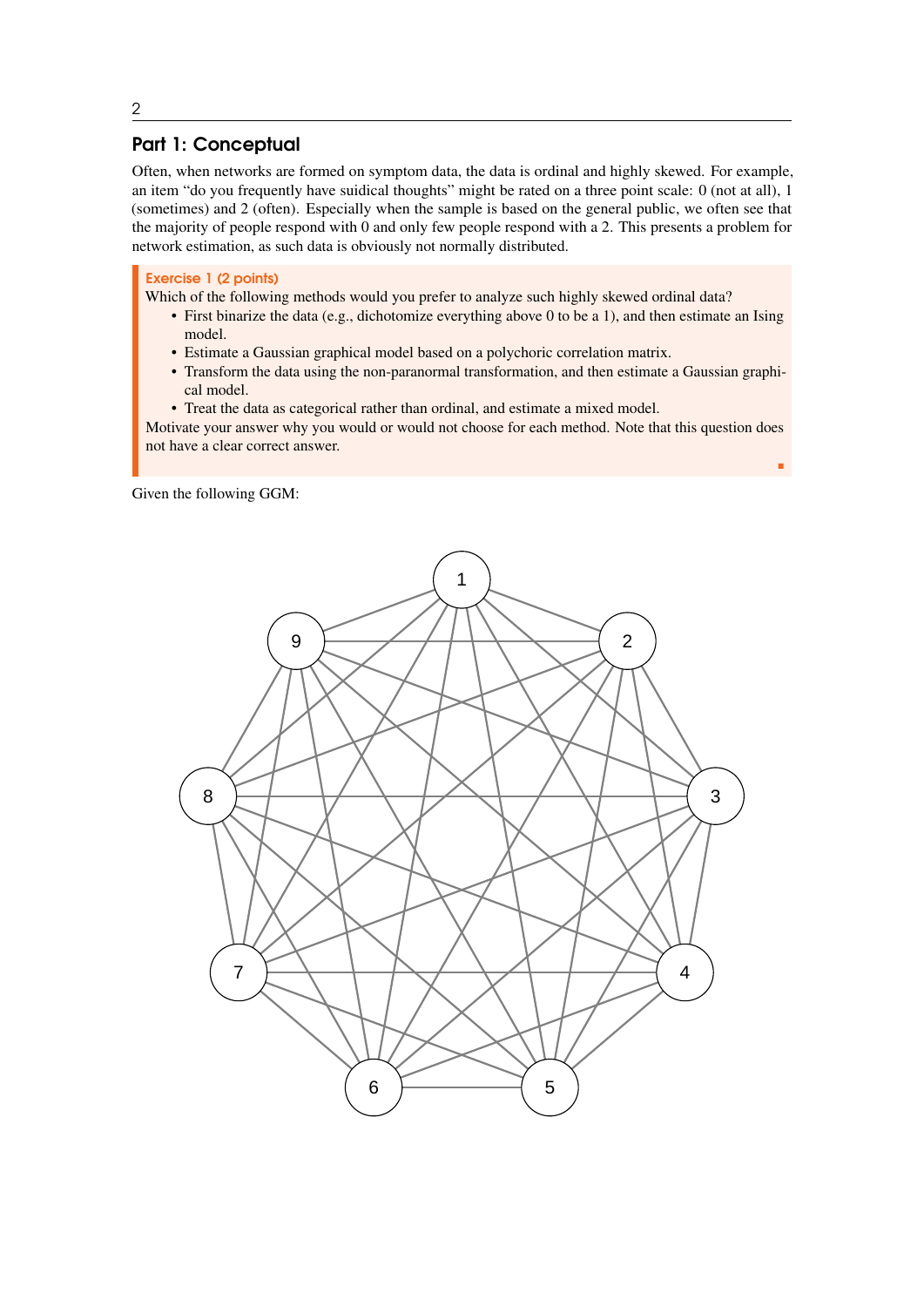## Part 1: Conceptual

Often, when networks are formed on symptom data, the data is ordinal and highly skewed. For example, an item "do you frequently have suidical thoughts" might be rated on a three point scale: 0 (not at all), 1 (sometimes) and 2 (often). Especially when the sample is based on the general public, we often see that the majority of people respond with 0 and only few people respond with a 2. This presents a problem for network estimation, as such data is obviously not normally distributed.

**Exercise 1 (2 points)**

Which of the following methods would you prefer to analyze such highly skewed ordinal data?

- First binarize the data (e.g., dichotomize everything above 0 to be a 1), and then estimate an Ising model.
- Estimate a Gaussian graphical model based on a polychoric correlation matrix.
- Transform the data using the non-paranormal transformation, and then estimate a Gaussian graphical model.
- Treat the data as categorical rather than ordinal, and estimate a mixed model.

Motivate your answer why you would or would not choose for each method. Note that this question does not have a clear correct answer.

Given the following GGM: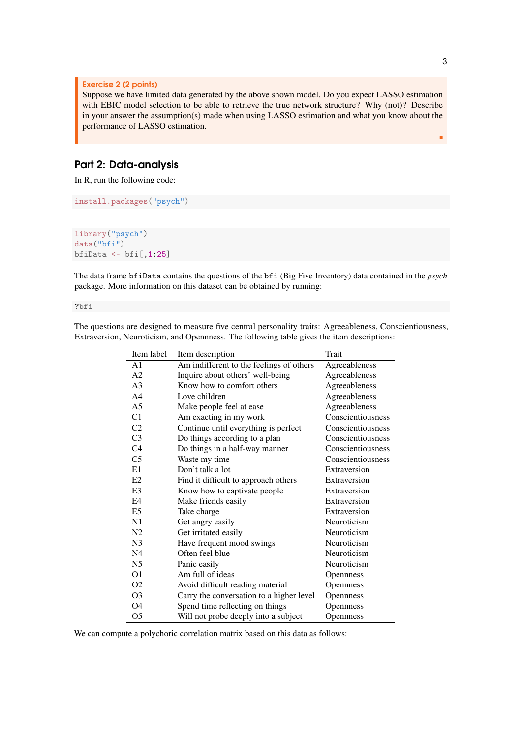**Exercise 2 (2 points)**
Suppose we have limited data generated by the above shown model. Do you expect LASSO estimation with EBIC model selection to be able to retrieve the true network structure? Why (not)? Describe in your answer the assumption(s) made when using LASSO estimation and what you know about the performance of LASSO estimation.

## Part 2: Data-analysis

In R, run the following code:

```
install.packages("psych")
```

```
library("psych")
data("bfi")
bfiData <- bfi[,1:25]
```

The data frame `bfiData` contains the questions of the `bfi` (Big Five Inventory) data contained in the *psych* package. More information on this dataset can be obtained by running:

```
?bfi
```

The questions are designed to measure five central personality traits: Agreeableness, Conscientiousness, Extraversion, Neuroticism, and Openness. The following table gives the item descriptions:

| Item label | Item description | Trait |
|---|---|---|
| A1 | Am indifferent to the feelings of others | Agreeableness |
| A2 | Inquire about others' well-being | Agreeableness |
| A3 | Know how to comfort others | Agreeableness |
| A4 | Love children | Agreeableness |
| A5 | Make people feel at ease | Agreeableness |
| C1 | Am exacting in my work | Conscientiousness |
| C2 | Continue until everything is perfect | Conscientiousness |
| C3 | Do things according to a plan | Conscientiousness |
| C4 | Do things in a half-way manner | Conscientiousness |
| C5 | Waste my time | Conscientiousness |
| E1 | Don't talk a lot | Extraversion |
| E2 | Find it difficult to approach others | Extraversion |
| E3 | Know how to captivate people | Extraversion |
| E4 | Make friends easily | Extraversion |
| E5 | Take charge | Extraversion |
| N1 | Get angry easily | Neuroticism |
| N2 | Get irritated easily | Neuroticism |
| N3 | Have frequent mood swings | Neuroticism |
| N4 | Often feel blue | Neuroticism |
| N5 | Panic easily | Neuroticism |
| O1 | Am full of ideas | Opennness |
| O2 | Avoid difficult reading material | Opennness |
| O3 | Carry the conversation to a higher level | Opennness |
| O4 | Spend time reflecting on things | Opennness |
| O5 | Will not probe deeply into a subject | Opennness |

We can compute a polychoric correlation matrix based on this data as follows: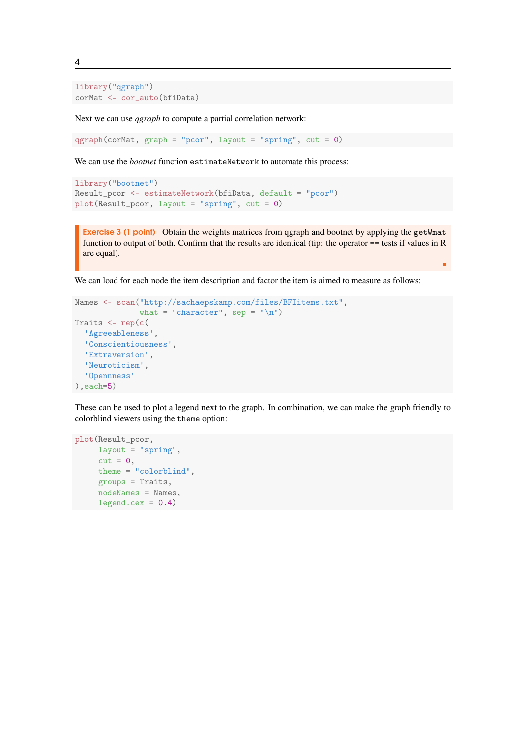```
library("qgraph")
corMat <- cor_auto(bfiData)
```

Next we can use *qgraph* to compute a partial correlation network:

```
qgraph(corMat, graph = "pcor", layout = "spring", cut = 0)
```

We can use the *bootnet* function `estimateNetwork` to automate this process:

```
library("bootnet")
Result_pcor <- estimateNetwork(bfiData, default = "pcor")
plot(Result_pcor, layout = "spring", cut = 0)
```

> **Exercise 3 (1 point)** Obtain the weights matrices from qgraph and bootnet by applying the `getWmat` function to output of both. Confirm that the results are identical (tip: the operator == tests if values in R are equal).

We can load for each node the item description and factor the item is aimed to measure as follows:

```
Names <- scan("http://sachaepskamp.com/files/BFIitems.txt",
              what = "character", sep = "\n")
Traits <- rep(c(
  'Agreeableness',
  'Conscientiousness',
  'Extraversion',
  'Neuroticism',
  'Opennness'
),each=5)
```

These can be used to plot a legend next to the graph. In combination, we can make the graph friendly to colorblind viewers using the `theme` option:

```
plot(Result_pcor,
     layout = "spring",
     cut = 0,
     theme = "colorblind",
     groups = Traits,
     nodeNames = Names,
     legend.cex = 0.4)
```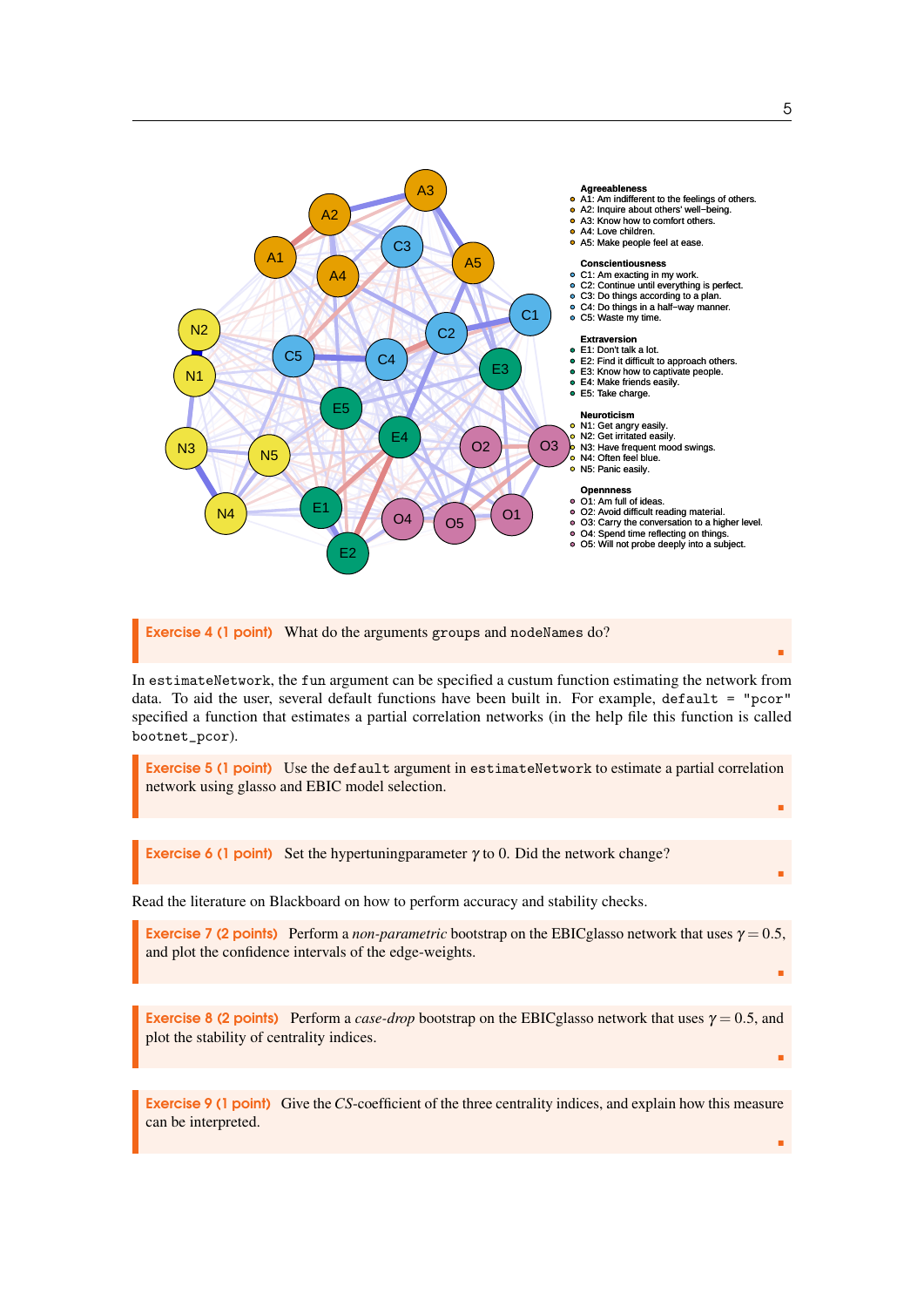Agreeableness
- A1: Am indifferent to the feelings of others.
- A2: Inquire about others' well-being.
- A3: Know how to comfort others.
- A4: Love children.
- A5: Make people feel at ease.

Conscientiousness
- C1: Am exacting in my work.
- C2: Continue until everything is perfect.
- C3: Do things according to a plan.
- C4: Do things in a half-way manner.
- C5: Waste my time.

Extraversion
- E1: Don't talk a lot.
- E2: Find it difficult to approach others.
- E3: Know how to captivate people.
- E4: Make friends easily.
- E5: Take charge.

Neuroticism
- N1: Get angry easily.
- N2: Get irritated easily.
- N3: Have frequent mood swings.
- N4: Often feel blue.
- N5: Panic easily.

Openness
- O1: Am full of ideas.
- O2: Avoid difficult reading material.
- O3: Carry the conversation to a higher level.
- O4: Spend time reflecting on things.
- O5: Will not probe deeply into a subject.

**Exercise 4 (1 point)** What do the arguments `groups` and `nodeNames` do?

In `estimateNetwork`, the `fun` argument can be specified a custum function estimating the network from data. To aid the user, several default functions have been built in. For example, `default = "pcor"` specified a function that estimates a partial correlation networks (in the help file this function is called `bootnet_pcor`).

**Exercise 5 (1 point)** Use the `default` argument in `estimateNetwork` to estimate a partial correlation network using glasso and EBIC model selection.

**Exercise 6 (1 point)** Set the hypertuningparameter $\gamma$ to 0. Did the network change?

Read the literature on Blackboard on how to perform accuracy and stability checks.

**Exercise 7 (2 points)** Perform a *non-parametric* bootstrap on the EBICglasso network that uses $\gamma = 0.5$, and plot the confidence intervals of the edge-weights.

**Exercise 8 (2 points)** Perform a *case-drop* bootstrap on the EBICglasso network that uses $\gamma = 0.5$, and plot the stability of centrality indices.

**Exercise 9 (1 point)** Give the *CS*-coefficient of the three centrality indices, and explain how this measure can be interpreted.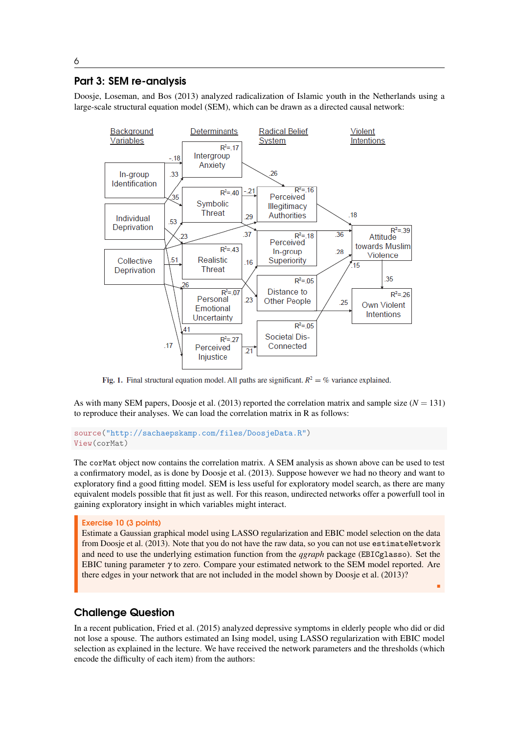## Part 3: SEM re-analysis

Doosje, Loseman, and Bos (2013) analyzed radicalization of Islamic youth in the Netherlands using a large-scale structural equation model (SEM), which can be drawn as a directed causal network:

Fig. 1. Final structural equation model. All paths are significant. $R^2 = \%$ variance explained.

As with many SEM papers, Doosje et al. (2013) reported the correlation matrix and sample size ($N = 131$) to reproduce their analyses. We can load the correlation matrix in R as follows:

```
source("http://sachaepskamp.com/files/DoosjeData.R")
View(corMat)
```

The `corMat` object now contains the correlation matrix. A SEM analysis as shown above can be used to test a confirmatory model, as is done by Doosje et al. (2013). Suppose however we had no theory and want to exploratory find a good fitting model. SEM is less useful for exploratory model search, as there are many equivalent models possible that fit just as well. For this reason, undirected networks offer a powerfull tool in gaining exploratory insight in which variables might interact.

**Exercise 10 (3 points)**
Estimate a Gaussian graphical model using LASSO regularization and EBIC model selection on the data from Doosje et al. (2013). Note that you do not have the raw data, so you can not use `estimateNetwork` and need to use the underlying estimation function from the *qgraph* package (`EBICglasso`). Set the EBIC tuning parameter $\gamma$ to zero. Compare your estimated network to the SEM model reported. Are there edges in your network that are not included in the model shown by Doosje et al. (2013)?

## Challenge Question

In a recent publication, Fried et al. (2015) analyzed depressive symptoms in elderly people who did or did not lose a spouse. The authors estimated an Ising model, using LASSO regularization with EBIC model selection as explained in the lecture. We have received the network parameters and the thresholds (which encode the difficulty of each item) from the authors: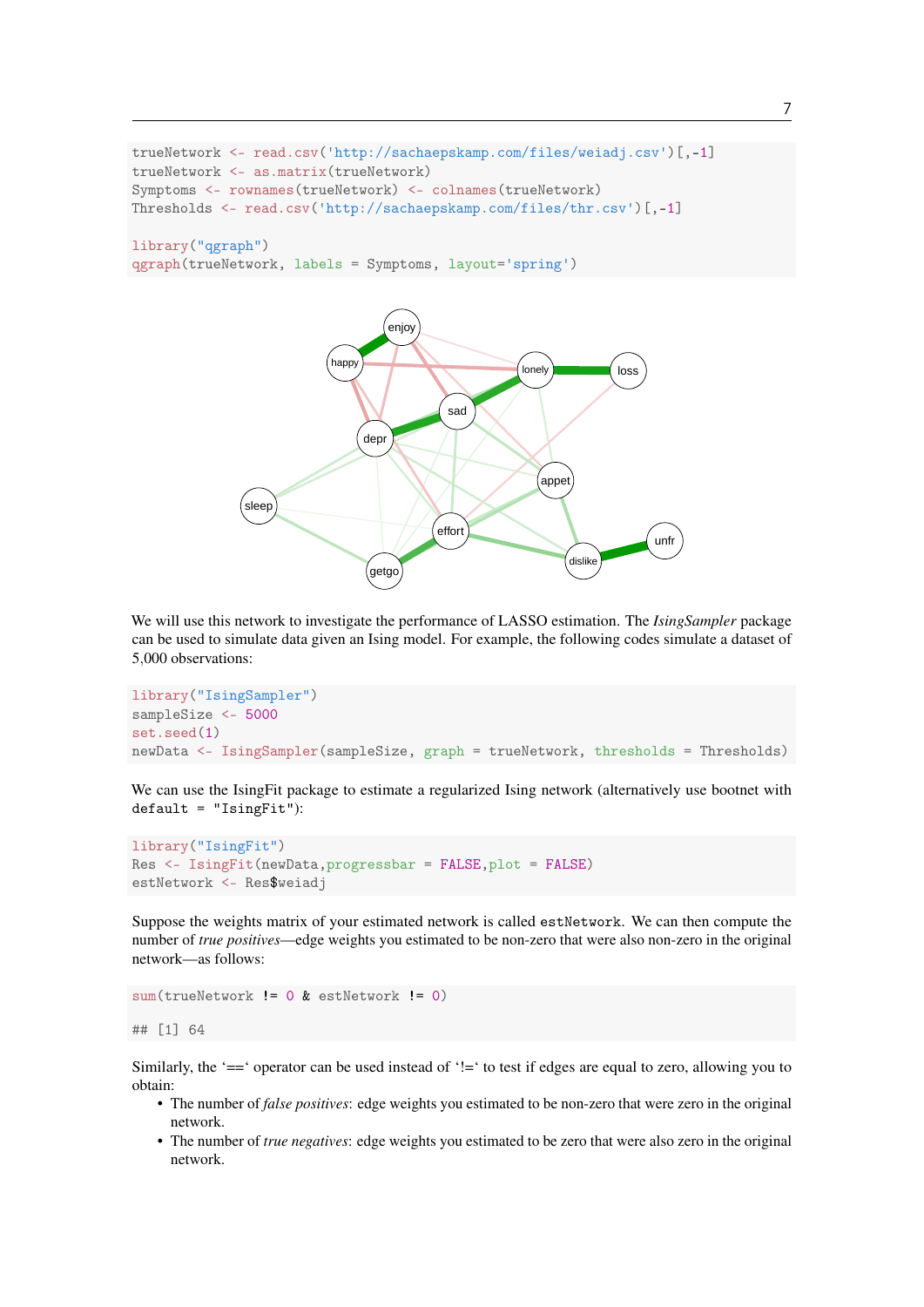```
trueNetwork <- read.csv('http://sachaepskamp.com/files/weiadj.csv')[,-1]
trueNetwork <- as.matrix(trueNetwork)
Symptoms <- rownames(trueNetwork) <- colnames(trueNetwork)
Thresholds <- read.csv('http://sachaepskamp.com/files/thr.csv')[,-1]

library("qgraph")
qgraph(trueNetwork, labels = Symptoms, layout='spring')
```

We will use this network to investigate the performance of LASSO estimation. The *IsingSampler* package can be used to simulate data given an Ising model. For example, the following codes simulate a dataset of 5,000 observations:

```
library("IsingSampler")
sampleSize <- 5000
set.seed(1)
newData <- IsingSampler(sampleSize, graph = trueNetwork, thresholds = Thresholds)
```

We can use the IsingFit package to estimate a regularized Ising network (alternatively use bootnet with `default = "IsingFit"`):

```
library("IsingFit")
Res <- IsingFit(newData,progressbar = FALSE,plot = FALSE)
estNetwork <- Res$weiadj
```

Suppose the weights matrix of your estimated network is called `estNetwork`. We can then compute the number of *true positives*—edge weights you estimated to be non-zero that were also non-zero in the original network—as follows:

```
sum(trueNetwork != 0 & estNetwork != 0)

## [1] 64
```

Similarly, the '==' operator can be used instead of '!=' to test if edges are equal to zero, allowing you to obtain:

- The number of *false positives*: edge weights you estimated to be non-zero that were zero in the original network.
- The number of *true negatives*: edge weights you estimated to be zero that were also zero in the original network.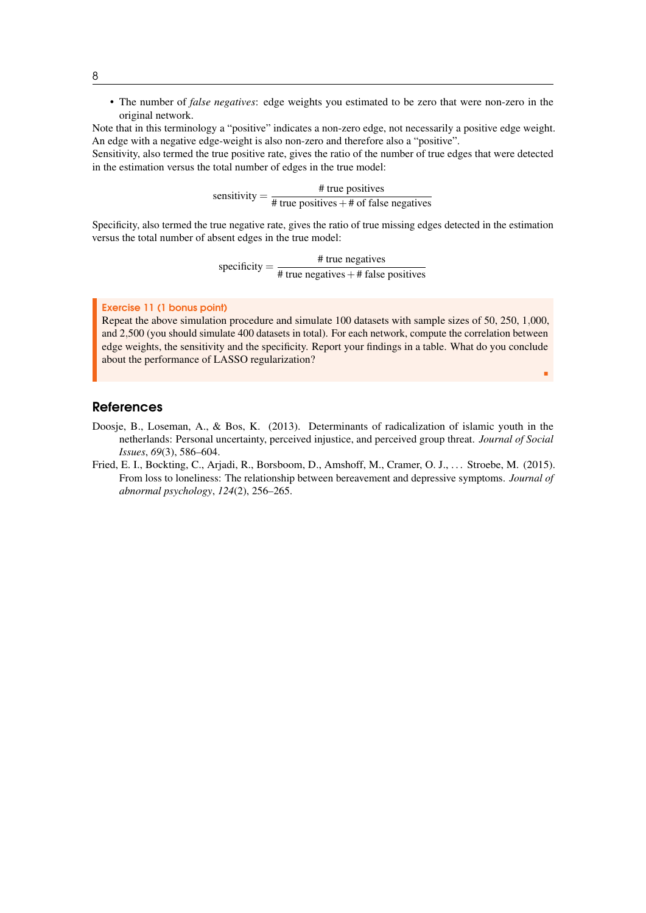- The number of *false negatives*: edge weights you estimated to be zero that were non-zero in the original network.

Note that in this terminology a "positive" indicates a non-zero edge, not necessarily a positive edge weight. An edge with a negative edge-weight is also non-zero and therefore also a "positive".

Sensitivity, also termed the true positive rate, gives the ratio of the number of true edges that were detected in the estimation versus the total number of edges in the true model:

$$\text{sensitivity} = \frac{\text{\# true positives}}{\text{\# true positives} + \text{\# of false negatives}}$$

Specificity, also termed the true negative rate, gives the ratio of true missing edges detected in the estimation versus the total number of absent edges in the true model:

$$\text{specificity} = \frac{\text{\# true negatives}}{\text{\# true negatives} + \text{\# false positives}}$$

**Exercise 11 (1 bonus point)**

Repeat the above simulation procedure and simulate 100 datasets with sample sizes of 50, 250, 1,000, and 2,500 (you should simulate 400 datasets in total). For each network, compute the correlation between edge weights, the sensitivity and the specificity. Report your findings in a table. What do you conclude about the performance of LASSO regularization?

## References

Doosje, B., Loseman, A., & Bos, K. (2013). Determinants of radicalization of islamic youth in the netherlands: Personal uncertainty, perceived injustice, and perceived group threat. *Journal of Social Issues*, *69*(3), 586–604.

Fried, E. I., Bockting, C., Arjadi, R., Borsboom, D., Amshoff, M., Cramer, O. J., ... Stroebe, M. (2015). From loss to loneliness: The relationship between bereavement and depressive symptoms. *Journal of abnormal psychology*, *124*(2), 256–265.